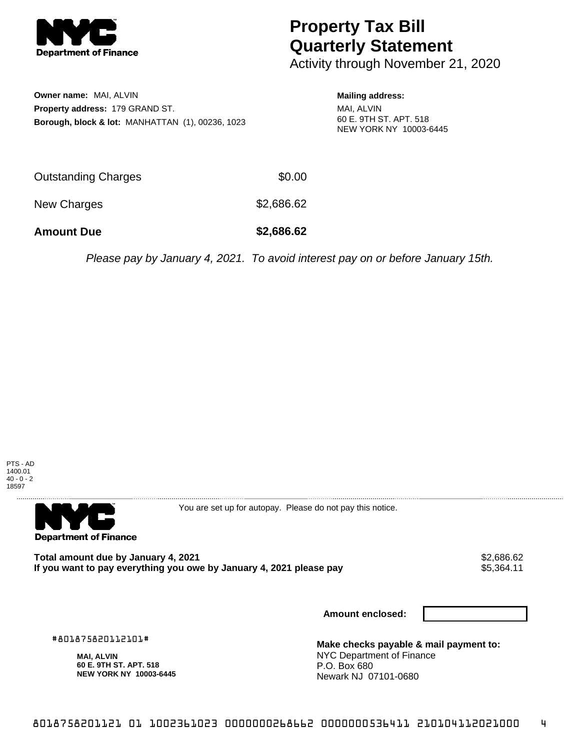**Department of Finance**

# Property Tax Bill Quarterly Statement

Activity through November 21, 2020

**Owner name:** MAI, ALVIN
**Property address:** 179 GRAND ST.
**Borough, block & lot:** MANHATTAN (1), 00236, 1023

**Mailing address:**
MAI, ALVIN
60 E. 9TH ST. APT. 518
NEW YORK NY 10003-6445

| | |
|---|---|
| Outstanding Charges | $0.00 |
| New Charges | $2,686.62 |
| **Amount Due** | **$2,686.62** |

*Please pay by January 4, 2021. To avoid interest pay on or before January 15th.*

PTS - AD
1400.01
40 - 0 - 2
18597

---

**Department of Finance**

You are set up for autopay. Please do not pay this notice.

| | |
|---|---|
| **Total amount due by January 4, 2021** | $2,686.62 |
| **If you want to pay everything you owe by January 4, 2021 please pay** | $5,364.11 |

**Amount enclosed:**

#801875820112101#

**MAI, ALVIN**
**60 E. 9TH ST. APT. 518**
**NEW YORK NY 10003-6445**

**Make checks payable & mail payment to:**
NYC Department of Finance
P.O. Box 680
Newark NJ 07101-0680

8018758201121 01 1002361023 0000000268662 0000000536411 210104112021000 4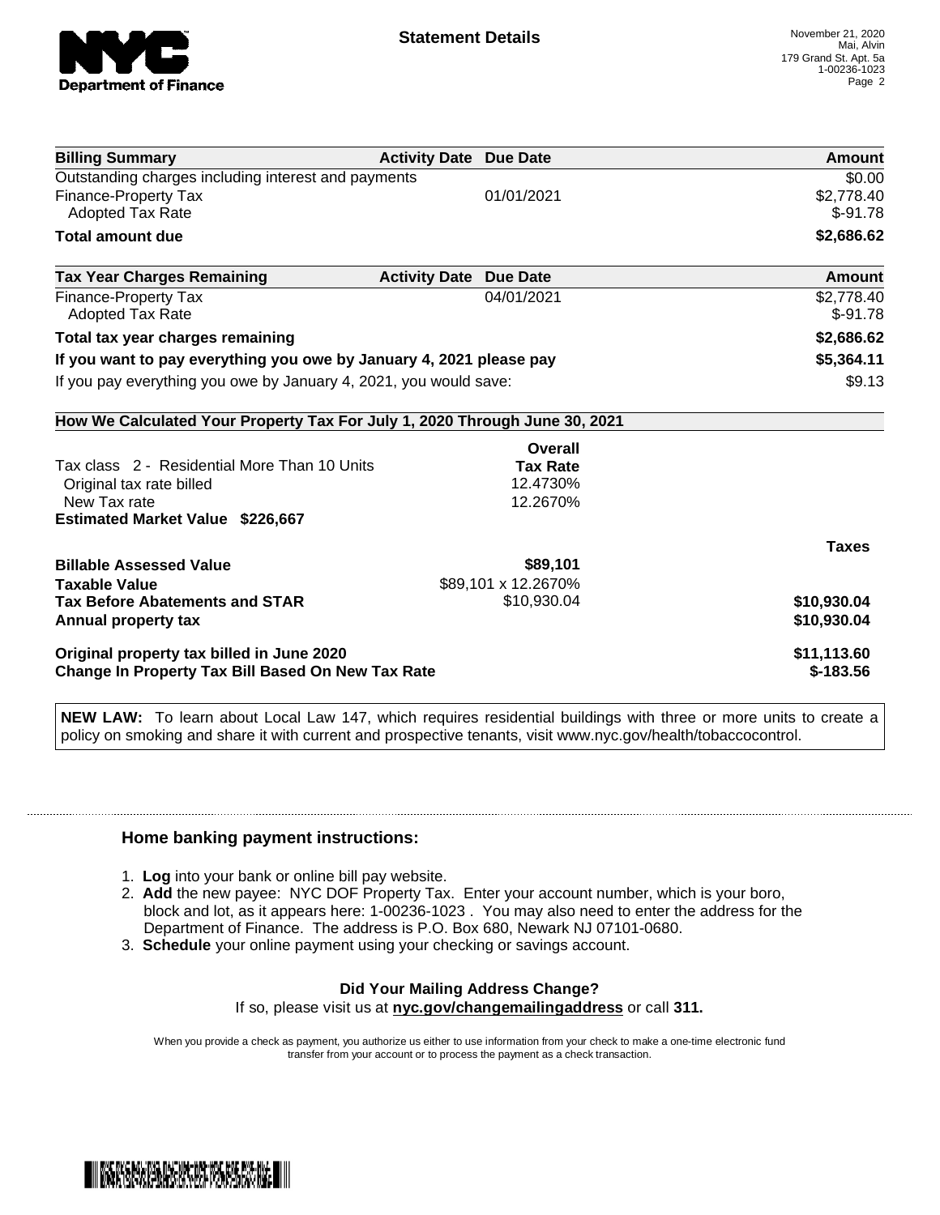**Statement Details**

November 21, 2020
Mai, Alvin
179 Grand St. Apt. 5a
1-00236-1023

| Billing Summary | Activity Date | Due Date | Amount |
|---|---|---|---|
| Outstanding charges including interest and payments | | | $0.00 |
| Finance-Property Tax | | 01/01/2021 | $2,778.40 |
| Adopted Tax Rate | | | $-91.78 |
| **Total amount due** | | | **$2,686.62** |

| Tax Year Charges Remaining | Activity Date | Due Date | Amount |
|---|---|---|---|
| Finance-Property Tax | | 04/01/2021 | $2,778.40 |
| Adopted Tax Rate | | | $-91.78 |
| **Total tax year charges remaining** | | | **$2,686.62** |
| **If you want to pay everything you owe by January 4, 2021 please pay** | | | **$5,364.11** |
| If you pay everything you owe by January 4, 2021, you would save: | | | $9.13 |

**How We Calculated Your Property Tax For July 1, 2020 Through June 30, 2021**

| | Overall Tax Rate | Taxes |
|---|---|---|
| Tax class 2 - Residential More Than 10 Units | | |
| Original tax rate billed | 12.4730% | |
| New Tax rate | 12.2670% | |
| **Estimated Market Value $226,667** | | |
| **Billable Assessed Value** | **$89,101** | |
| **Taxable Value** | $89,101 x 12.2670% | |
| **Tax Before Abatements and STAR** | $10,930.04 | **$10,930.04** |
| **Annual property tax** | | **$10,930.04** |
| **Original property tax billed in June 2020** | | **$11,113.60** |
| **Change In Property Tax Bill Based On New Tax Rate** | | **$-183.56** |

**NEW LAW:** To learn about Local Law 147, which requires residential buildings with three or more units to create a policy on smoking and share it with current and prospective tenants, visit www.nyc.gov/health/tobaccocontrol.

### Home banking payment instructions:

1. **Log** into your bank or online bill pay website.
2. **Add** the new payee: NYC DOF Property Tax. Enter your account number, which is your boro, block and lot, as it appears here: 1-00236-1023 . You may also need to enter the address for the Department of Finance. The address is P.O. Box 680, Newark NJ 07101-0680.
3. **Schedule** your online payment using your checking or savings account.

**Did Your Mailing Address Change?**

If so, please visit us at **nyc.gov/changemailingaddress** or call **311.**

When you provide a check as payment, you authorize us either to use information from your check to make a one-time electronic fund transfer from your account or to process the payment as a check transaction.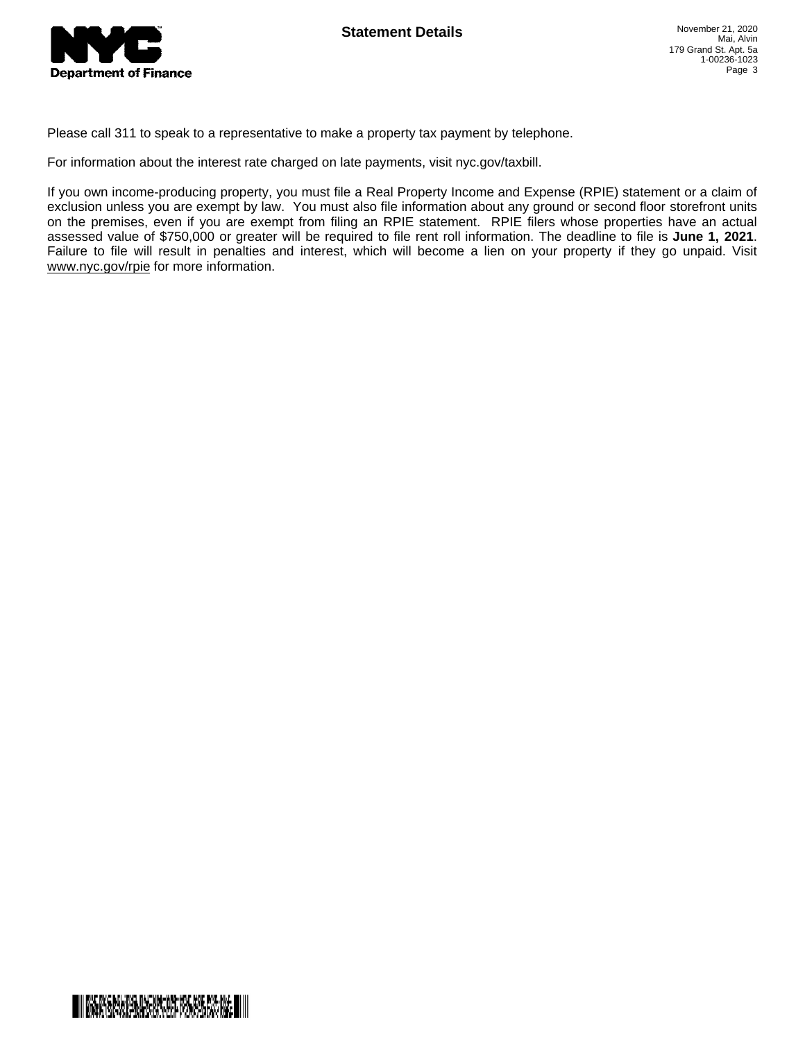Please call 311 to speak to a representative to make a property tax payment by telephone.

For information about the interest rate charged on late payments, visit nyc.gov/taxbill.

If you own income-producing property, you must file a Real Property Income and Expense (RPIE) statement or a claim of exclusion unless you are exempt by law. You must also file information about any ground or second floor storefront units on the premises, even if you are exempt from filing an RPIE statement. RPIE filers whose properties have an actual assessed value of $750,000 or greater will be required to file rent roll information. The deadline to file is **June 1, 2021**. Failure to file will result in penalties and interest, which will become a lien on your property if they go unpaid. Visit www.nyc.gov/rpie for more information.